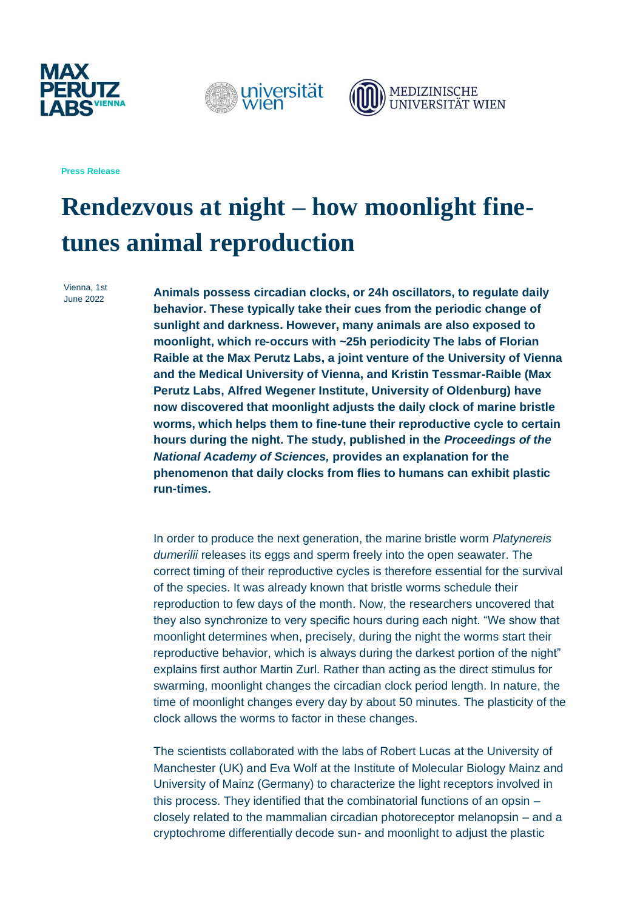Press Release

# Rendezvous at night – how moonlight fine-tunes animal reproduction

Vienna, 1st June 2022

**Animals possess circadian clocks, or 24h oscillators, to regulate daily behavior. These typically take their cues from the periodic change of sunlight and darkness. However, many animals are also exposed to moonlight, which re-occurs with ~25h periodicity The labs of Florian Raible at the Max Perutz Labs, a joint venture of the University of Vienna and the Medical University of Vienna, and Kristin Tessmar-Raible (Max Perutz Labs, Alfred Wegener Institute, University of Oldenburg) have now discovered that moonlight adjusts the daily clock of marine bristle worms, which helps them to fine-tune their reproductive cycle to certain hours during the night. The study, published in the *Proceedings of the National Academy of Sciences,* provides an explanation for the phenomenon that daily clocks from flies to humans can exhibit plastic run-times.**

In order to produce the next generation, the marine bristle worm *Platynereis dumerilii* releases its eggs and sperm freely into the open seawater. The correct timing of their reproductive cycles is therefore essential for the survival of the species. It was already known that bristle worms schedule their reproduction to few days of the month. Now, the researchers uncovered that they also synchronize to very specific hours during each night. "We show that moonlight determines when, precisely, during the night the worms start their reproductive behavior, which is always during the darkest portion of the night" explains first author Martin Zurl. Rather than acting as the direct stimulus for swarming, moonlight changes the circadian clock period length. In nature, the time of moonlight changes every day by about 50 minutes. The plasticity of the clock allows the worms to factor in these changes.

The scientists collaborated with the labs of Robert Lucas at the University of Manchester (UK) and Eva Wolf at the Institute of Molecular Biology Mainz and University of Mainz (Germany) to characterize the light receptors involved in this process. They identified that the combinatorial functions of an opsin – closely related to the mammalian circadian photoreceptor melanopsin – and a cryptochrome differentially decode sun- and moonlight to adjust the plastic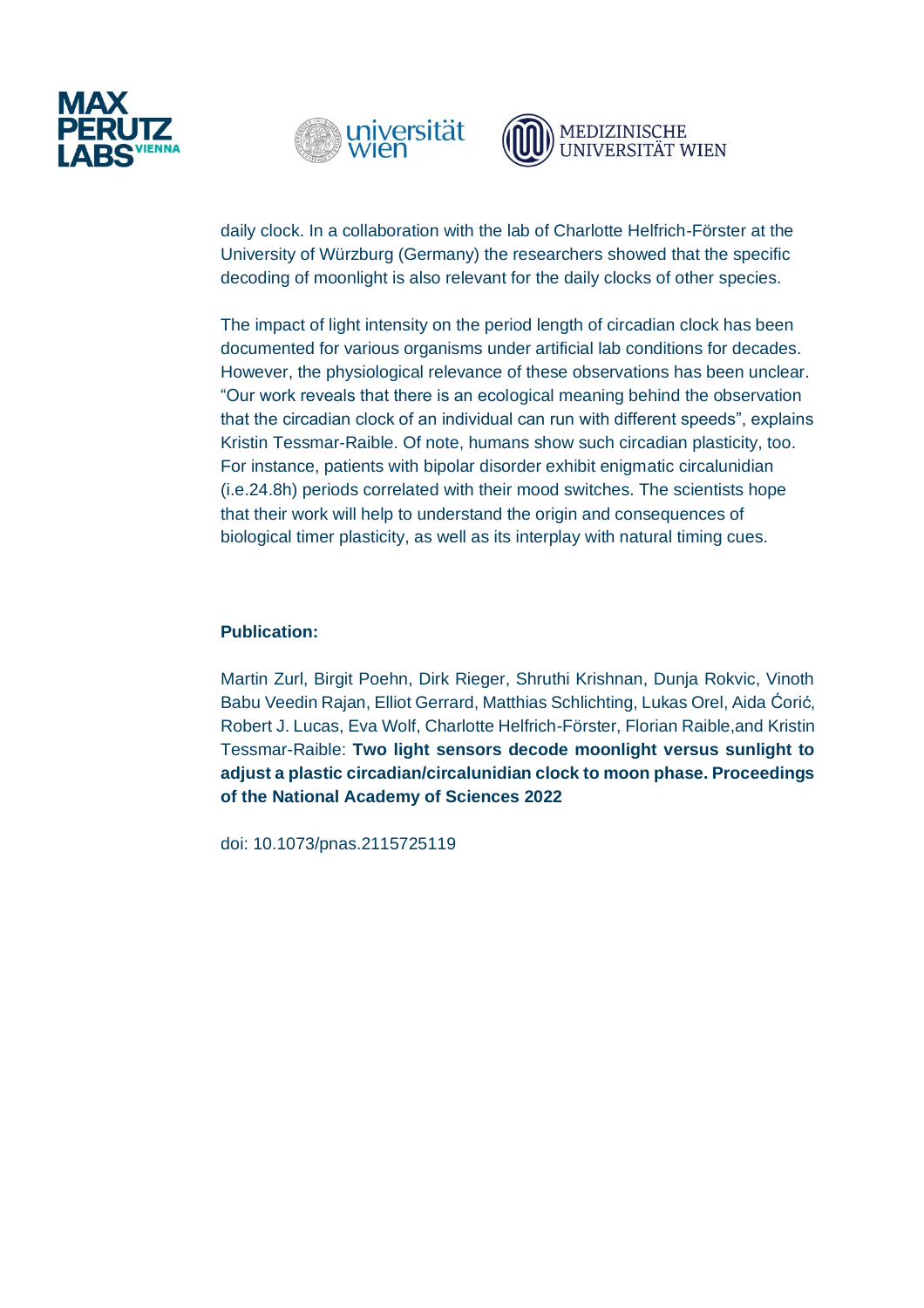daily clock. In a collaboration with the lab of Charlotte Helfrich-Förster at the University of Würzburg (Germany) the researchers showed that the specific decoding of moonlight is also relevant for the daily clocks of other species.

The impact of light intensity on the period length of circadian clock has been documented for various organisms under artificial lab conditions for decades. However, the physiological relevance of these observations has been unclear. “Our work reveals that there is an ecological meaning behind the observation that the circadian clock of an individual can run with different speeds”, explains Kristin Tessmar-Raible. Of note, humans show such circadian plasticity, too. For instance, patients with bipolar disorder exhibit enigmatic circalunidian (i.e.24.8h) periods correlated with their mood switches. The scientists hope that their work will help to understand the origin and consequences of biological timer plasticity, as well as its interplay with natural timing cues.

**Publication:**

Martin Zurl, Birgit Poehn, Dirk Rieger, Shruthi Krishnan, Dunja Rokvic, Vinoth Babu Veedin Rajan, Elliot Gerrard, Matthias Schlichting, Lukas Orel, Aida Ćorić, Robert J. Lucas, Eva Wolf, Charlotte Helfrich-Förster, Florian Raible,and Kristin Tessmar-Raible: **Two light sensors decode moonlight versus sunlight to adjust a plastic circadian/circalunidian clock to moon phase. Proceedings of the National Academy of Sciences 2022**

doi: 10.1073/pnas.2115725119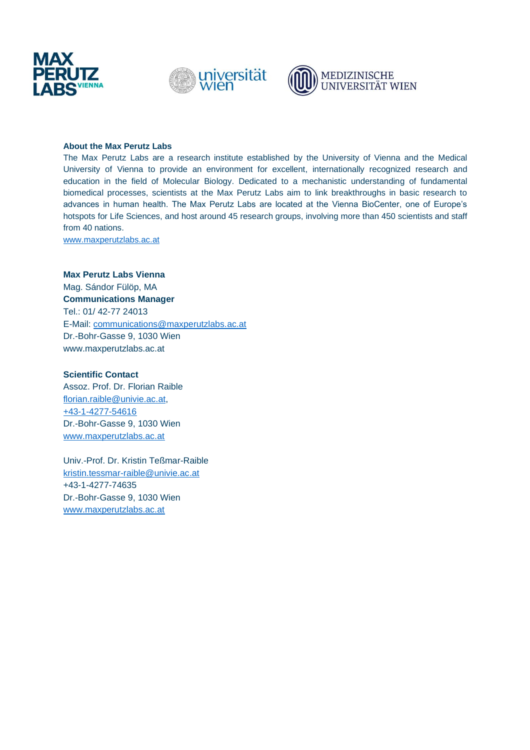**About the Max Perutz Labs**

The Max Perutz Labs are a research institute established by the University of Vienna and the Medical University of Vienna to provide an environment for excellent, internationally recognized research and education in the field of Molecular Biology. Dedicated to a mechanistic understanding of fundamental biomedical processes, scientists at the Max Perutz Labs aim to link breakthroughs in basic research to advances in human health. The Max Perutz Labs are located at the Vienna BioCenter, one of Europe's hotspots for Life Sciences, and host around 45 research groups, involving more than 450 scientists and staff from 40 nations.

www.maxperutzlabs.ac.at

**Max Perutz Labs Vienna**
Mag. Sándor Fülöp, MA
**Communications Manager**
Tel.: 01/ 42-77 24013
E-Mail: communications@maxperutzlabs.ac.at
Dr.-Bohr-Gasse 9, 1030 Wien
www.maxperutzlabs.ac.at

**Scientific Contact**
Assoz. Prof. Dr. Florian Raible
florian.raible@univie.ac.at,
+43-1-4277-54616
Dr.-Bohr-Gasse 9, 1030 Wien
www.maxperutzlabs.ac.at

Univ.-Prof. Dr. Kristin Teßmar-Raible
kristin.tessmar-raible@univie.ac.at
+43-1-4277-74635
Dr.-Bohr-Gasse 9, 1030 Wien
www.maxperutzlabs.ac.at